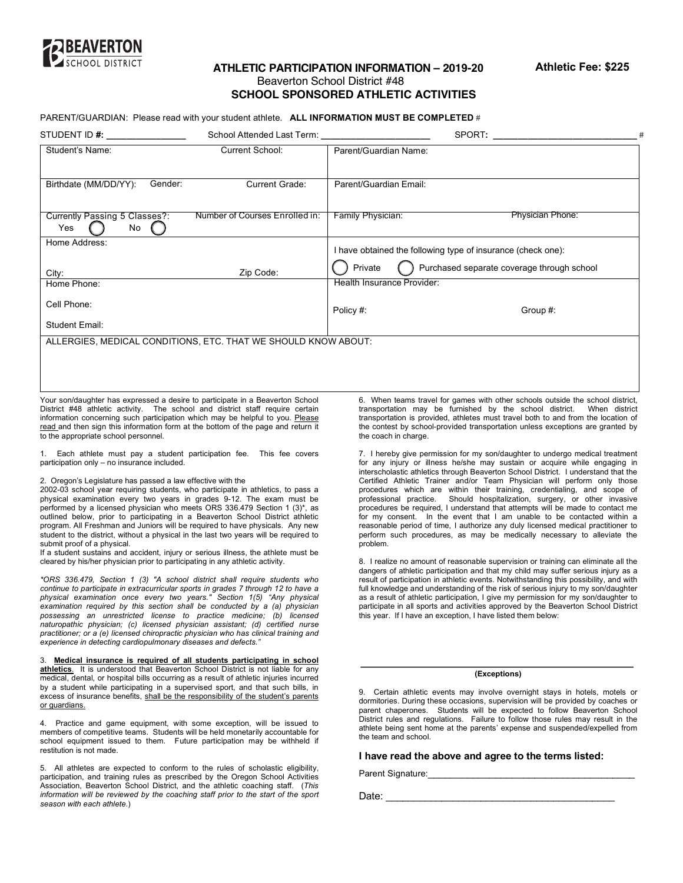BEAVERTON SCHOOL DISTRICT

# ATHLETIC PARTICIPATION INFORMATION – 2019-20

**Athletic Fee: $225**

Beaverton School District #48

## SCHOOL SPONSORED ATHLETIC ACTIVITIES

PARENT/GUARDIAN: Please read with your student athlete. **ALL INFORMATION MUST BE COMPLETED** #

STUDENT ID **#:** _______________ School Attended Last Term: _____________________ SPORT**:** ___________________________ #

| | | |
|---|---|---|
| Student's Name: | Current School: | Parent/Guardian Name: |
| Birthdate (MM/DD/YY): Gender: | Current Grade: | Parent/Guardian Email: |
| Currently Passing 5 Classes?: Yes ◯ No ◯ | Number of Courses Enrolled in: | Family Physician: Physician Phone: |
| Home Address:<br>City: | Zip Code: | I have obtained the following type of insurance (check one):<br>◯ Private ◯ Purchased separate coverage through school |
| Home Phone:<br>Cell Phone:<br>Student Email: | | Health Insurance Provider:<br>Policy #: Group #: |
| ALLERGIES, MEDICAL CONDITIONS, ETC. THAT WE SHOULD KNOW ABOUT: | | |

Your son/daughter has expressed a desire to participate in a Beaverton School District #48 athletic activity. The school and district staff require certain information concerning such participation which may be helpful to you. Please read and then sign this information form at the bottom of the page and return it to the appropriate school personnel.

1. Each athlete must pay a student participation fee. This fee covers participation only – no insurance included.

2. Oregon's Legislature has passed a law effective with the 2002-03 school year requiring students, who participate in athletics, to pass a physical examination every two years in grades 9-12. The exam must be performed by a licensed physician who meets ORS 336.479 Section 1 (3)*, as outlined below, prior to participating in a Beaverton School District athletic program. All Freshman and Juniors will be required to have physicals. Any new student to the district, without a physical in the last two years will be required to submit proof of a physical.
If a student sustains and accident, injury or serious illness, the athlete must be cleared by his/her physician prior to participating in any athletic activity.

*\*ORS 336.479, Section 1 (3) "A school district shall require students who continue to participate in extracurricular sports in grades 7 through 12 to have a physical examination once every two years." Section 1(5) "Any physical examination required by this section shall be conducted by a (a) physician possessing an unrestricted license to practice medicine; (b) licensed naturopathic physician; (c) licensed physician assistant; (d) certified nurse practitioner; or a (e) licensed chiropractic physician who has clinical training and experience in detecting cardiopulmonary diseases and defects."*

3. **Medical insurance is required of all students participating in school athletics**. It is understood that Beaverton School District is not liable for any medical, dental, or hospital bills occurring as a result of athletic injuries incurred by a student while participating in a supervised sport, and that such bills, in excess of insurance benefits, shall be the responsibility of the student's parents or guardians.

4. Practice and game equipment, with some exception, will be issued to members of competitive teams. Students will be held monetarily accountable for school equipment issued to them. Future participation may be withheld if restitution is not made.

5. All athletes are expected to conform to the rules of scholastic eligibility, participation, and training rules as prescribed by the Oregon School Activities Association, Beaverton School District, and the athletic coaching staff. (*This information will be reviewed by the coaching staff prior to the start of the sport season with each athlete.*)

6. When teams travel for games with other schools outside the school district, transportation may be furnished by the school district. When district transportation is provided, athletes must travel both to and from the location of the contest by school-provided transportation unless exceptions are granted by the coach in charge.

7. I hereby give permission for my son/daughter to undergo medical treatment for any injury or illness he/she may sustain or acquire while engaging in interscholastic athletics through Beaverton School District. I understand that the Certified Athletic Trainer and/or Team Physician will perform only those procedures which are within their training, credentialing, and scope of professional practice. Should hospitalization, surgery, or other invasive procedures be required, I understand that attempts will be made to contact me for my consent. In the event that I am unable to be contacted within a reasonable period of time, I authorize any duly licensed medical practitioner to perform such procedures, as may be medically necessary to alleviate the problem.

8. I realize no amount of reasonable supervision or training can eliminate all the dangers of athletic participation and that my child may suffer serious injury as a result of participation in athletic events. Notwithstanding this possibility, and with full knowledge and understanding of the risk of serious injury to my son/daughter as a result of athletic participation, I give my permission for my son/daughter to participate in all sports and activities approved by the Beaverton School District this year. If I have an exception, I have listed them below:

_______________________________________________

**(Exceptions)**

9. Certain athletic events may involve overnight stays in hotels, motels or dormitories. During these occasions, supervision will be provided by coaches or parent chaperones. Students will be expected to follow Beaverton School District rules and regulations. Failure to follow those rules may result in the athlete being sent home at the parents' expense and suspended/expelled from the team and school.

### I have read the above and agree to the terms listed:

Parent Signature:_________________________________________

Date: ____________________________________________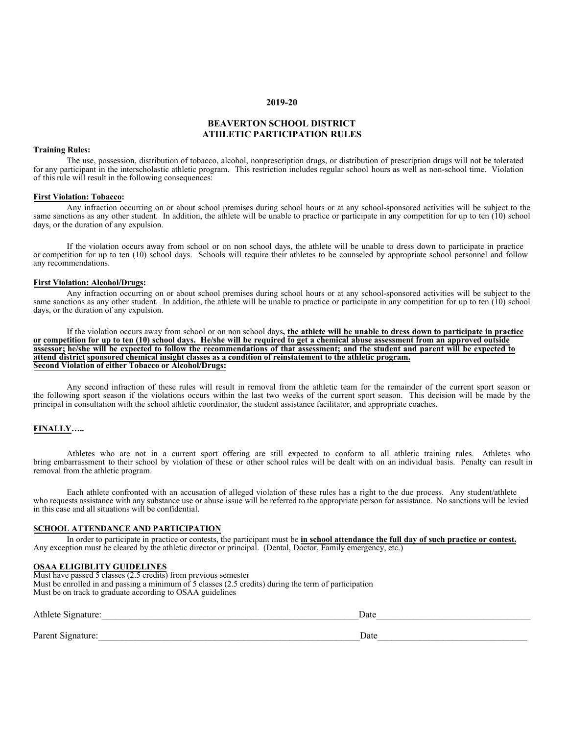**2019-20**

# BEAVERTON SCHOOL DISTRICT
# ATHLETIC PARTICIPATION RULES

**Training Rules:**

The use, possession, distribution of tobacco, alcohol, nonprescription drugs, or distribution of prescription drugs will not be tolerated for any participant in the interscholastic athletic program. This restriction includes regular school hours as well as non-school time. Violation of this rule will result in the following consequences:

**First Violation: Tobacco:**

Any infraction occurring on or about school premises during school hours or at any school-sponsored activities will be subject to the same sanctions as any other student. In addition, the athlete will be unable to practice or participate in any competition for up to ten (10) school days, or the duration of any expulsion.

If the violation occurs away from school or on non school days, the athlete will be unable to dress down to participate in practice or competition for up to ten (10) school days. Schools will require their athletes to be counseled by appropriate school personnel and follow any recommendations.

**First Violation: Alcohol/Drugs:**

Any infraction occurring on or about school premises during school hours or at any school-sponsored activities will be subject to the same sanctions as any other student. In addition, the athlete will be unable to practice or participate in any competition for up to ten (10) school days, or the duration of any expulsion.

If the violation occurs away from school or on non school days**, the athlete will be unable to dress down to participate in practice or competition for up to ten (10) school days. He/she will be required to get a chemical abuse assessment from an approved outside assessor; he/she will be expected to follow the recommendations of that assessment; and the student and parent will be expected to attend district sponsored chemical insight classes as a condition of reinstatement to the athletic program.**

**Second Violation of either Tobacco or Alcohol/Drugs:**

Any second infraction of these rules will result in removal from the athletic team for the remainder of the current sport season or the following sport season if the violations occurs within the last two weeks of the current sport season. This decision will be made by the principal in consultation with the school athletic coordinator, the student assistance facilitator, and appropriate coaches.

**FINALLY…..**

Athletes who are not in a current sport offering are still expected to conform to all athletic training rules. Athletes who bring embarrassment to their school by violation of these or other school rules will be dealt with on an individual basis. Penalty can result in removal from the athletic program.

Each athlete confronted with an accusation of alleged violation of these rules has a right to the due process. Any student/athlete who requests assistance with any substance use or abuse issue will be referred to the appropriate person for assistance. No sanctions will be levied in this case and all situations will be confidential.

**SCHOOL ATTENDANCE AND PARTICIPATION**

In order to participate in practice or contests, the participant must be **in school attendance the full day of such practice or contest.** Any exception must be cleared by the athletic director or principal. (Dental, Doctor, Family emergency, etc.)

**OSAA ELIGIBLITY GUIDELINES**

Must have passed 5 classes (2.5 credits) from previous semester
Must be enrolled in and passing a minimum of 5 classes (2.5 credits) during the term of participation
Must be on track to graduate according to OSAA guidelines

Athlete Signature:\_\_\_\_\_\_\_\_\_\_\_\_\_\_\_\_\_\_\_\_\_\_\_\_\_\_\_\_\_\_\_\_\_\_\_\_\_\_\_\_ Date\_\_\_\_\_\_\_\_\_\_\_\_\_\_\_\_\_\_\_\_\_\_\_\_

Parent Signature:\_\_\_\_\_\_\_\_\_\_\_\_\_\_\_\_\_\_\_\_\_\_\_\_\_\_\_\_\_\_\_\_\_\_\_\_\_\_\_\_ Date\_\_\_\_\_\_\_\_\_\_\_\_\_\_\_\_\_\_\_\_\_\_\_\_